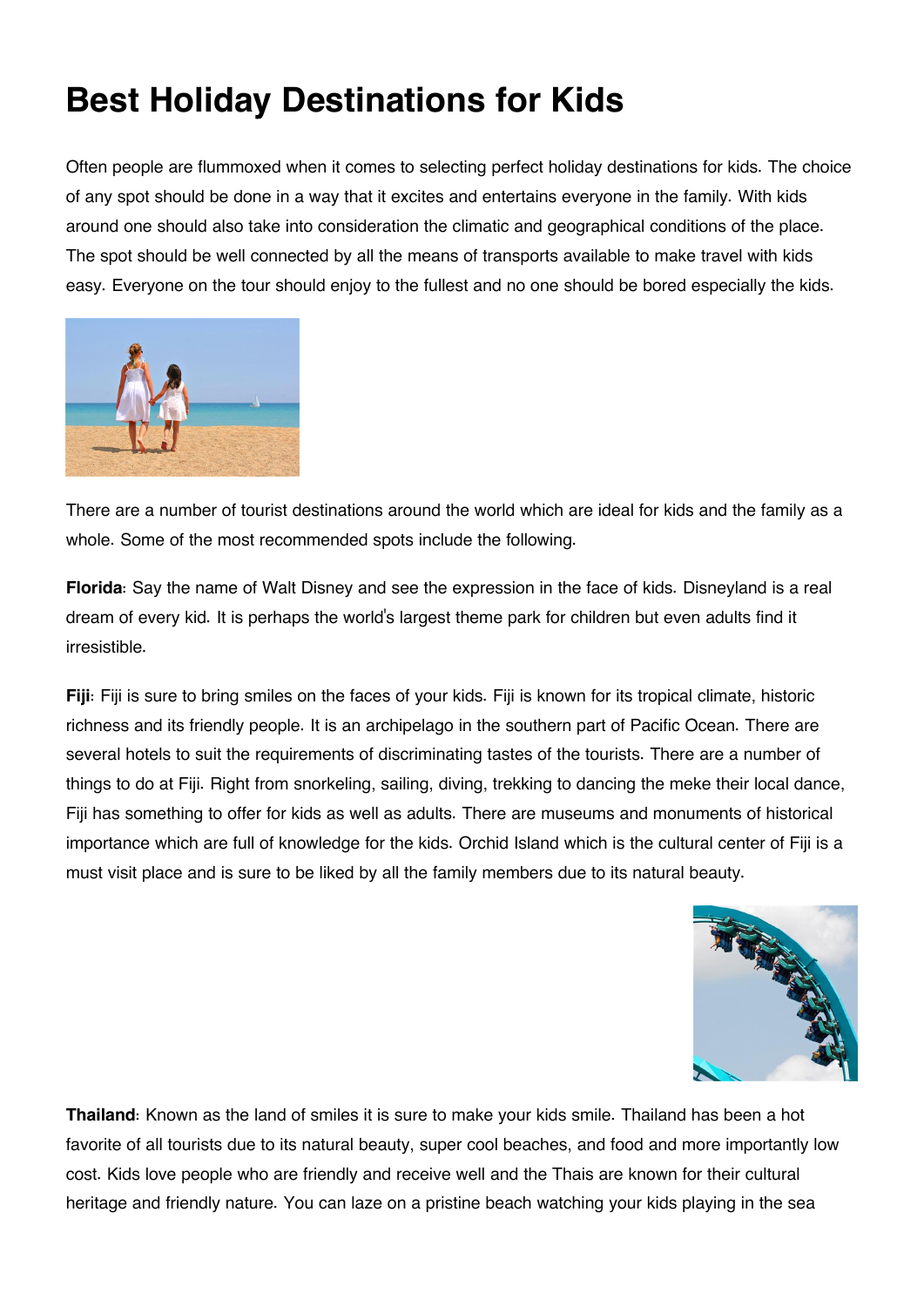# Best Holiday Destinations for Kids

Often people are flummoxed when it comes to selecting perfect holiday destinations for kids. The choice of any spot should be done in a way that it excites and entertains everyone in the family. With kids around one should also take into consideration the climatic and geographical conditions of the place. The spot should be well connected by all the means of transports available to make travel with kids easy. Everyone on the tour should enjoy to the fullest and no one should be bored especially the kids.

There are a number of tourist destinations around the world which are ideal for kids and the family as a whole. Some of the most recommended spots include the following.

**Florida**: Say the name of Walt Disney and see the expression in the face of kids. Disneyland is a real dream of every kid. It is perhaps the world's largest theme park for children but even adults find it irresistible.

**Fiji**: Fiji is sure to bring smiles on the faces of your kids. Fiji is known for its tropical climate, historic richness and its friendly people. It is an archipelago in the southern part of Pacific Ocean. There are several hotels to suit the requirements of discriminating tastes of the tourists. There are a number of things to do at Fiji. Right from snorkeling, sailing, diving, trekking to dancing the meke their local dance, Fiji has something to offer for kids as well as adults. There are museums and monuments of historical importance which are full of knowledge for the kids. Orchid Island which is the cultural center of Fiji is a must visit place and is sure to be liked by all the family members due to its natural beauty.

**Thailand**: Known as the land of smiles it is sure to make your kids smile. Thailand has been a hot favorite of all tourists due to its natural beauty, super cool beaches, and food and more importantly low cost. Kids love people who are friendly and receive well and the Thais are known for their cultural heritage and friendly nature. You can laze on a pristine beach watching your kids playing in the sea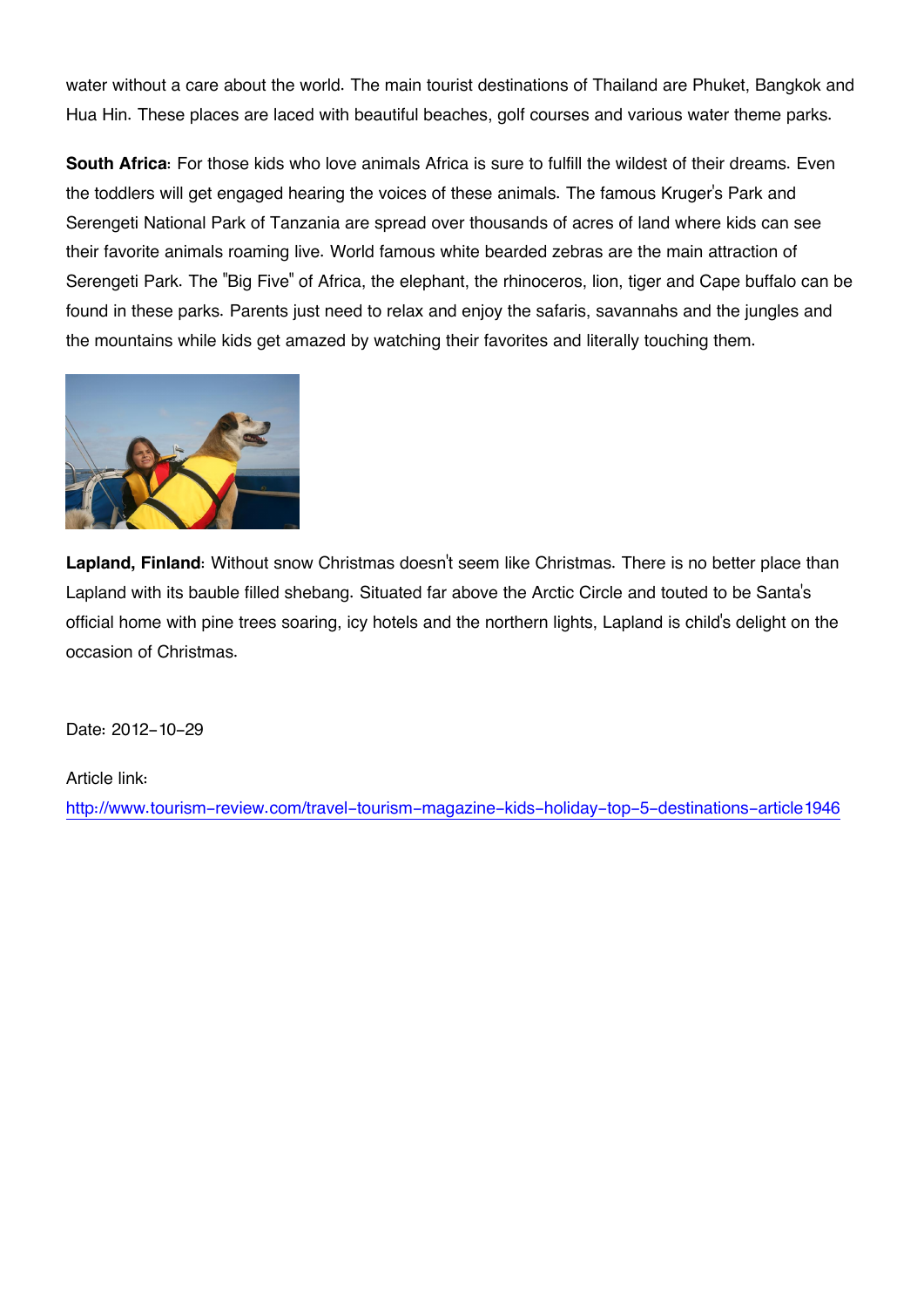water without a care about the world. The main tourist destinations of Thailand are Phuket, Bangkok and Hua Hin. These places are laced with beautiful beaches, golf courses and various water theme parks.

**South Africa**: For those kids who love animals Africa is sure to fulfill the wildest of their dreams. Even the toddlers will get engaged hearing the voices of these animals. The famous Kruger's Park and Serengeti National Park of Tanzania are spread over thousands of acres of land where kids can see their favorite animals roaming live. World famous white bearded zebras are the main attraction of Serengeti Park. The "Big Five" of Africa, the elephant, the rhinoceros, lion, tiger and Cape buffalo can be found in these parks. Parents just need to relax and enjoy the safaris, savannahs and the jungles and the mountains while kids get amazed by watching their favorites and literally touching them.

**Lapland, Finland**: Without snow Christmas doesn't seem like Christmas. There is no better place than Lapland with its bauble filled shebang. Situated far above the Arctic Circle and touted to be Santa's official home with pine trees soaring, icy hotels and the northern lights, Lapland is child's delight on the occasion of Christmas.

Date: 2012-10-29

Article link:
http://www.tourism-review.com/travel-tourism-magazine-kids-holiday-top-5-destinations-article1946